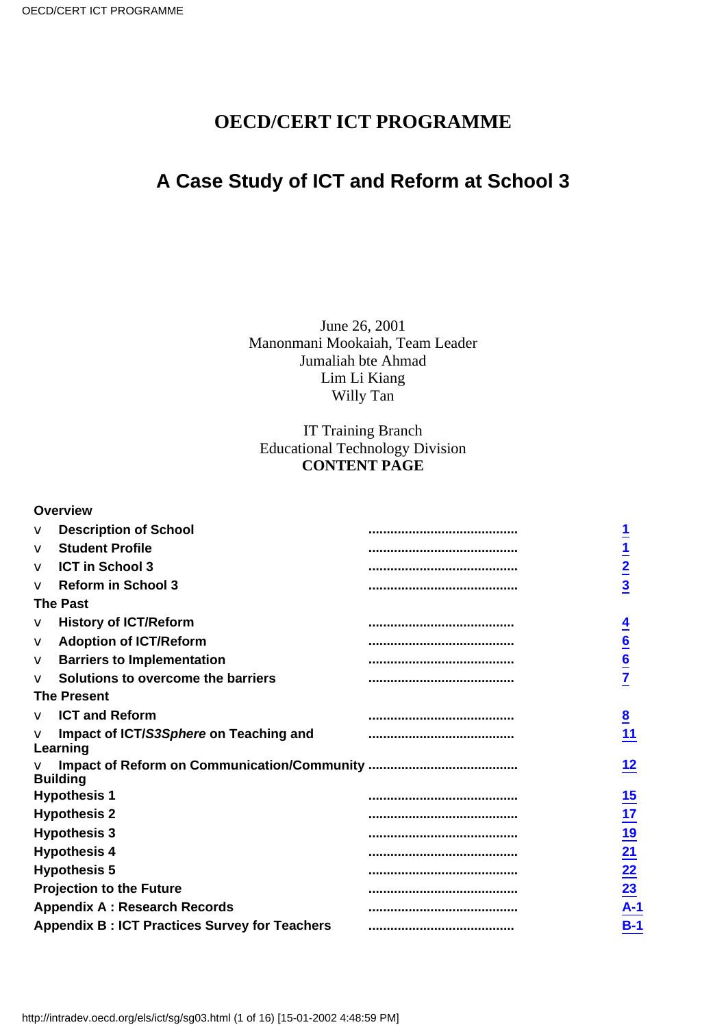# OECD/CERT ICT PROGRAMME

## A Case Study of ICT and Reform at School 3

June 26, 2001
Manonmani Mookaiah, Team Leader
Jumaliah bte Ahmad
Lim Li Kiang
Willy Tan

IT Training Branch
Educational Technology Division

**CONTENT PAGE**

| | | |
|---|---|---|
| **Overview** | | |
| v **Description of School** | ........................................ | 1 |
| v **Student Profile** | ........................................ | 1 |
| v **ICT in School 3** | ........................................ | 2 |
| v **Reform in School 3** | ........................................ | 3 |
| **The Past** | | |
| v **History of ICT/Reform** | ........................................ | 4 |
| v **Adoption of ICT/Reform** | ........................................ | 6 |
| v **Barriers to Implementation** | ........................................ | 6 |
| v **Solutions to overcome the barriers** | ........................................ | 7 |
| **The Present** | | |
| v **ICT and Reform** | ........................................ | 8 |
| v **Impact of ICT/*S3Sphere* on Teaching and Learning** | ........................................ | 11 |
| v **Impact of Reform on Communication/Community Building** | ........................................ | 12 |
| **Hypothesis 1** | ........................................ | 15 |
| **Hypothesis 2** | ........................................ | 17 |
| **Hypothesis 3** | ........................................ | 19 |
| **Hypothesis 4** | ........................................ | 21 |
| **Hypothesis 5** | ........................................ | 22 |
| **Projection to the Future** | ........................................ | 23 |
| **Appendix A : Research Records** | ........................................ | A-1 |
| **Appendix B : ICT Practices Survey for Teachers** | ........................................ | B-1 |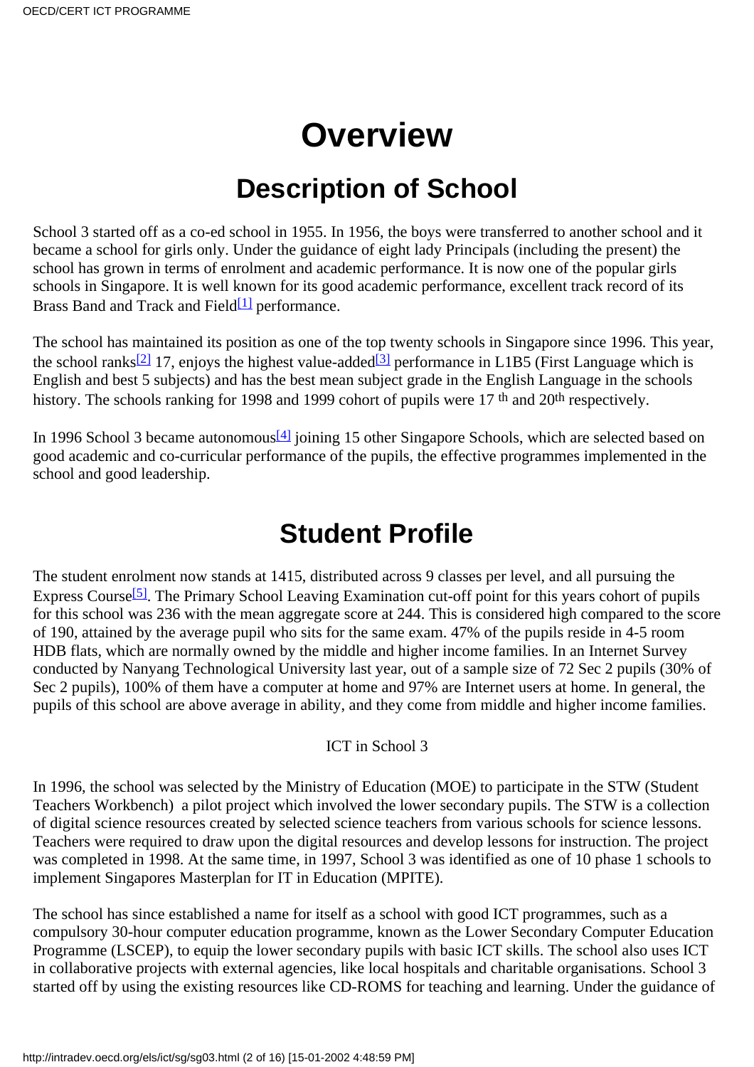# Overview

## Description of School

School 3 started off as a co-ed school in 1955. In 1956, the boys were transferred to another school and it became a school for girls only. Under the guidance of eight lady Principals (including the present) the school has grown in terms of enrolment and academic performance. It is now one of the popular girls schools in Singapore. It is well known for its good academic performance, excellent track record of its Brass Band and Track and Field[1] performance.

The school has maintained its position as one of the top twenty schools in Singapore since 1996. This year, the school ranks[2] 17, enjoys the highest value-added[3] performance in L1B5 (First Language which is English and best 5 subjects) and has the best mean subject grade in the English Language in the schools history. The schools ranking for 1998 and 1999 cohort of pupils were 17 th and 20th respectively.

In 1996 School 3 became autonomous[4] joining 15 other Singapore Schools, which are selected based on good academic and co-curricular performance of the pupils, the effective programmes implemented in the school and good leadership.

## Student Profile

The student enrolment now stands at 1415, distributed across 9 classes per level, and all pursuing the Express Course[5]. The Primary School Leaving Examination cut-off point for this years cohort of pupils for this school was 236 with the mean aggregate score at 244. This is considered high compared to the score of 190, attained by the average pupil who sits for the same exam. 47% of the pupils reside in 4-5 room HDB flats, which are normally owned by the middle and higher income families. In an Internet Survey conducted by Nanyang Technological University last year, out of a sample size of 72 Sec 2 pupils (30% of Sec 2 pupils), 100% of them have a computer at home and 97% are Internet users at home. In general, the pupils of this school are above average in ability, and they come from middle and higher income families.

ICT in School 3

In 1996, the school was selected by the Ministry of Education (MOE) to participate in the STW (Student Teachers Workbench) a pilot project which involved the lower secondary pupils. The STW is a collection of digital science resources created by selected science teachers from various schools for science lessons. Teachers were required to draw upon the digital resources and develop lessons for instruction. The project was completed in 1998. At the same time, in 1997, School 3 was identified as one of 10 phase 1 schools to implement Singapores Masterplan for IT in Education (MPITE).

The school has since established a name for itself as a school with good ICT programmes, such as a compulsory 30-hour computer education programme, known as the Lower Secondary Computer Education Programme (LSCEP), to equip the lower secondary pupils with basic ICT skills. The school also uses ICT in collaborative projects with external agencies, like local hospitals and charitable organisations. School 3 started off by using the existing resources like CD-ROMS for teaching and learning. Under the guidance of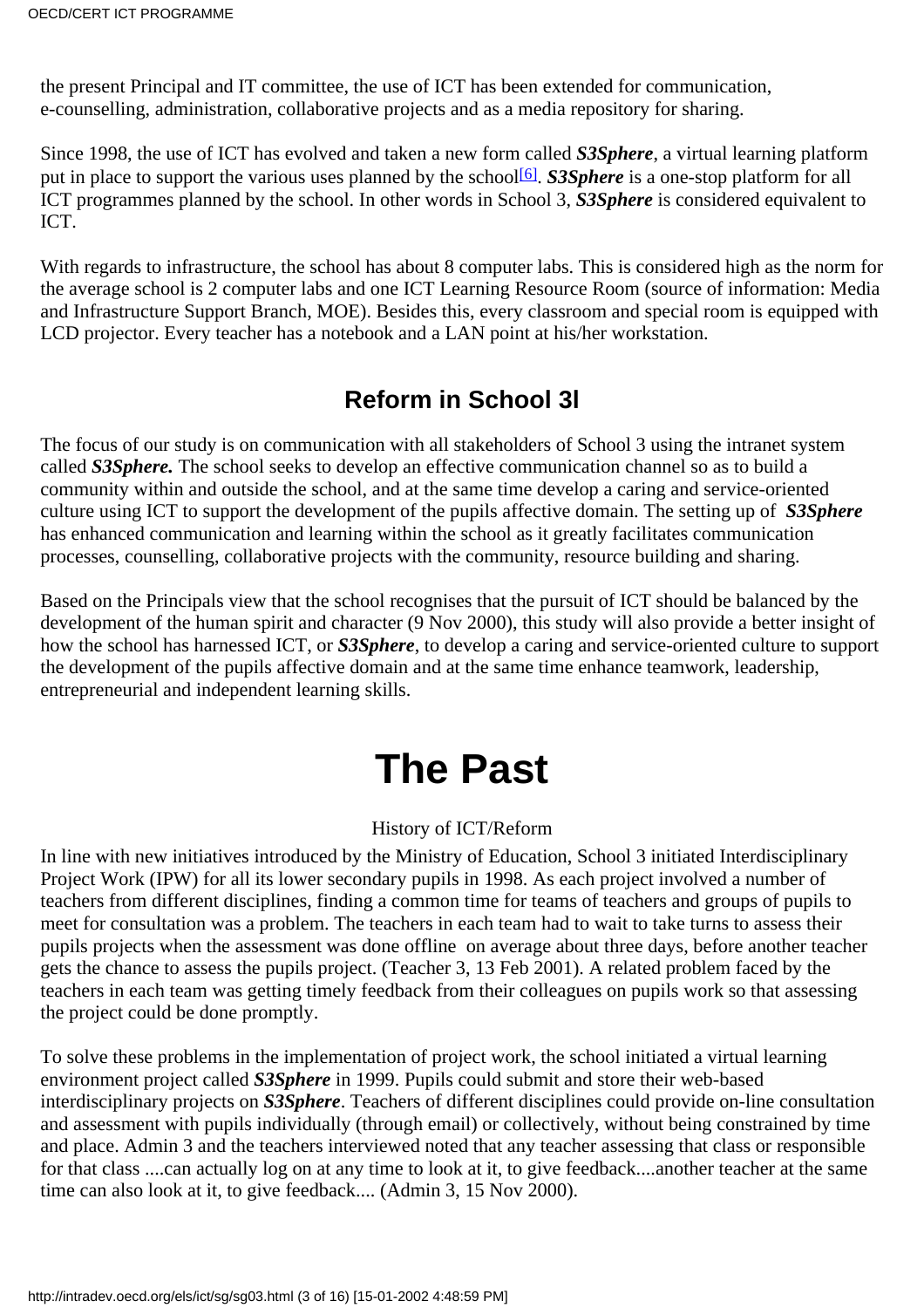the present Principal and IT committee, the use of ICT has been extended for communication, e-counselling, administration, collaborative projects and as a media repository for sharing.

Since 1998, the use of ICT has evolved and taken a new form called ***S3Sphere***, a virtual learning platform put in place to support the various uses planned by the school[6]. ***S3Sphere*** is a one-stop platform for all ICT programmes planned by the school. In other words in School 3, ***S3Sphere*** is considered equivalent to ICT.

With regards to infrastructure, the school has about 8 computer labs. This is considered high as the norm for the average school is 2 computer labs and one ICT Learning Resource Room (source of information: Media and Infrastructure Support Branch, MOE). Besides this, every classroom and special room is equipped with LCD projector. Every teacher has a notebook and a LAN point at his/her workstation.

## Reform in School 3l

The focus of our study is on communication with all stakeholders of School 3 using the intranet system called ***S3Sphere.*** The school seeks to develop an effective communication channel so as to build a community within and outside the school, and at the same time develop a caring and service-oriented culture using ICT to support the development of the pupils affective domain. The setting up of ***S3Sphere*** has enhanced communication and learning within the school as it greatly facilitates communication processes, counselling, collaborative projects with the community, resource building and sharing.

Based on the Principals view that the school recognises that the pursuit of ICT should be balanced by the development of the human spirit and character (9 Nov 2000), this study will also provide a better insight of how the school has harnessed ICT, or ***S3Sphere***, to develop a caring and service-oriented culture to support the development of the pupils affective domain and at the same time enhance teamwork, leadership, entrepreneurial and independent learning skills.

# The Past

History of ICT/Reform

In line with new initiatives introduced by the Ministry of Education, School 3 initiated Interdisciplinary Project Work (IPW) for all its lower secondary pupils in 1998. As each project involved a number of teachers from different disciplines, finding a common time for teams of teachers and groups of pupils to meet for consultation was a problem. The teachers in each team had to wait to take turns to assess their pupils projects when the assessment was done offline  on average about three days, before another teacher gets the chance to assess the pupils project. (Teacher 3, 13 Feb 2001). A related problem faced by the teachers in each team was getting timely feedback from their colleagues on pupils work so that assessing the project could be done promptly.

To solve these problems in the implementation of project work, the school initiated a virtual learning environment project called ***S3Sphere*** in 1999. Pupils could submit and store their web-based interdisciplinary projects on ***S3Sphere***. Teachers of different disciplines could provide on-line consultation and assessment with pupils individually (through email) or collectively, without being constrained by time and place. Admin 3 and the teachers interviewed noted that any teacher assessing that class or responsible for that class ....can actually log on at any time to look at it, to give feedback....another teacher at the same time can also look at it, to give feedback.... (Admin 3, 15 Nov 2000).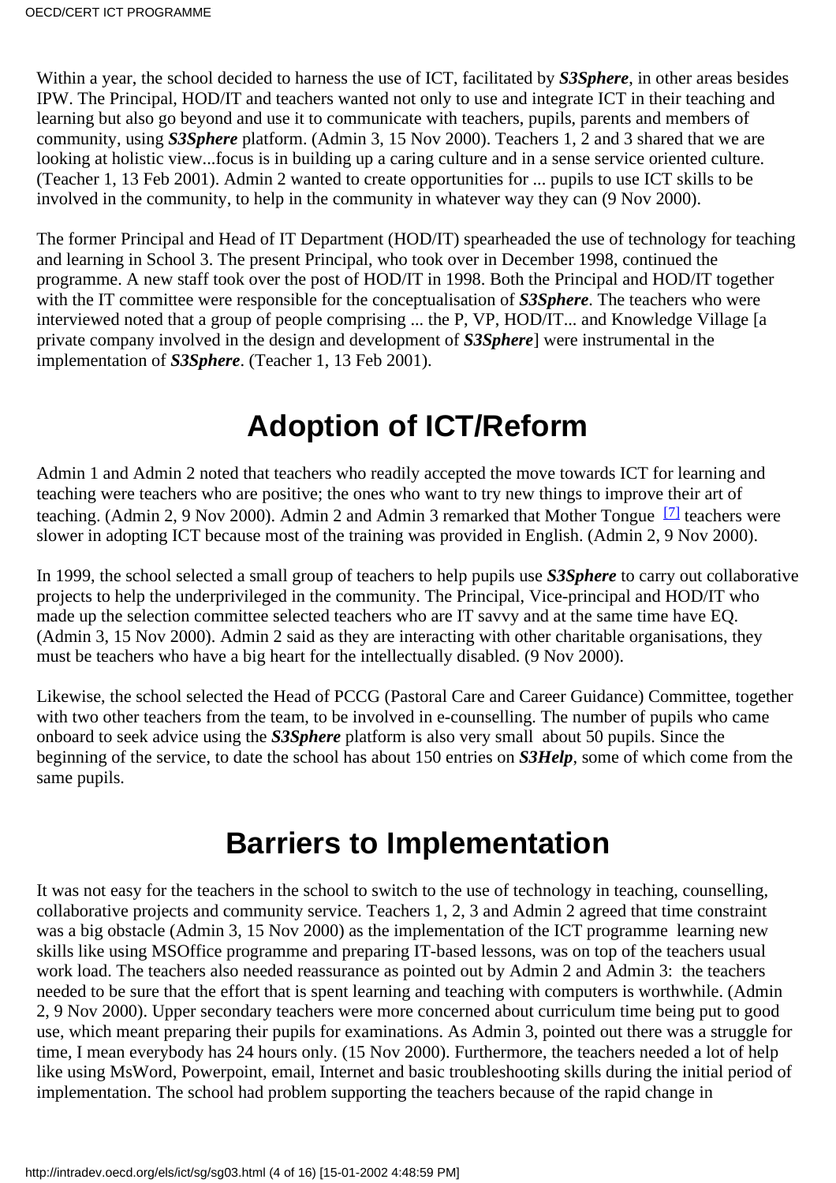Within a year, the school decided to harness the use of ICT, facilitated by ***S3Sphere***, in other areas besides IPW. The Principal, HOD/IT and teachers wanted not only to use and integrate ICT in their teaching and learning but also go beyond and use it to communicate with teachers, pupils, parents and members of community, using ***S3Sphere*** platform. (Admin 3, 15 Nov 2000). Teachers 1, 2 and 3 shared that we are looking at holistic view...focus is in building up a caring culture and in a sense service oriented culture. (Teacher 1, 13 Feb 2001). Admin 2 wanted to create opportunities for ... pupils to use ICT skills to be involved in the community, to help in the community in whatever way they can (9 Nov 2000).

The former Principal and Head of IT Department (HOD/IT) spearheaded the use of technology for teaching and learning in School 3. The present Principal, who took over in December 1998, continued the programme. A new staff took over the post of HOD/IT in 1998. Both the Principal and HOD/IT together with the IT committee were responsible for the conceptualisation of ***S3Sphere***. The teachers who were interviewed noted that a group of people comprising ... the P, VP, HOD/IT... and Knowledge Village [a private company involved in the design and development of ***S3Sphere***] were instrumental in the implementation of ***S3Sphere***. (Teacher 1, 13 Feb 2001).

# Adoption of ICT/Reform

Admin 1 and Admin 2 noted that teachers who readily accepted the move towards ICT for learning and teaching were teachers who are positive; the ones who want to try new things to improve their art of teaching. (Admin 2, 9 Nov 2000). Admin 2 and Admin 3 remarked that Mother Tongue [7] teachers were slower in adopting ICT because most of the training was provided in English. (Admin 2, 9 Nov 2000).

In 1999, the school selected a small group of teachers to help pupils use ***S3Sphere*** to carry out collaborative projects to help the underprivileged in the community. The Principal, Vice-principal and HOD/IT who made up the selection committee selected teachers who are IT savvy and at the same time have EQ. (Admin 3, 15 Nov 2000). Admin 2 said as they are interacting with other charitable organisations, they must be teachers who have a big heart for the intellectually disabled. (9 Nov 2000).

Likewise, the school selected the Head of PCCG (Pastoral Care and Career Guidance) Committee, together with two other teachers from the team, to be involved in e-counselling. The number of pupils who came onboard to seek advice using the ***S3Sphere*** platform is also very small about 50 pupils. Since the beginning of the service, to date the school has about 150 entries on ***S3Help***, some of which come from the same pupils.

# Barriers to Implementation

It was not easy for the teachers in the school to switch to the use of technology in teaching, counselling, collaborative projects and community service. Teachers 1, 2, 3 and Admin 2 agreed that time constraint was a big obstacle (Admin 3, 15 Nov 2000) as the implementation of the ICT programme learning new skills like using MSOffice programme and preparing IT-based lessons, was on top of the teachers usual work load. The teachers also needed reassurance as pointed out by Admin 2 and Admin 3: the teachers needed to be sure that the effort that is spent learning and teaching with computers is worthwhile. (Admin 2, 9 Nov 2000). Upper secondary teachers were more concerned about curriculum time being put to good use, which meant preparing their pupils for examinations. As Admin 3, pointed out there was a struggle for time, I mean everybody has 24 hours only. (15 Nov 2000). Furthermore, the teachers needed a lot of help like using MsWord, Powerpoint, email, Internet and basic troubleshooting skills during the initial period of implementation. The school had problem supporting the teachers because of the rapid change in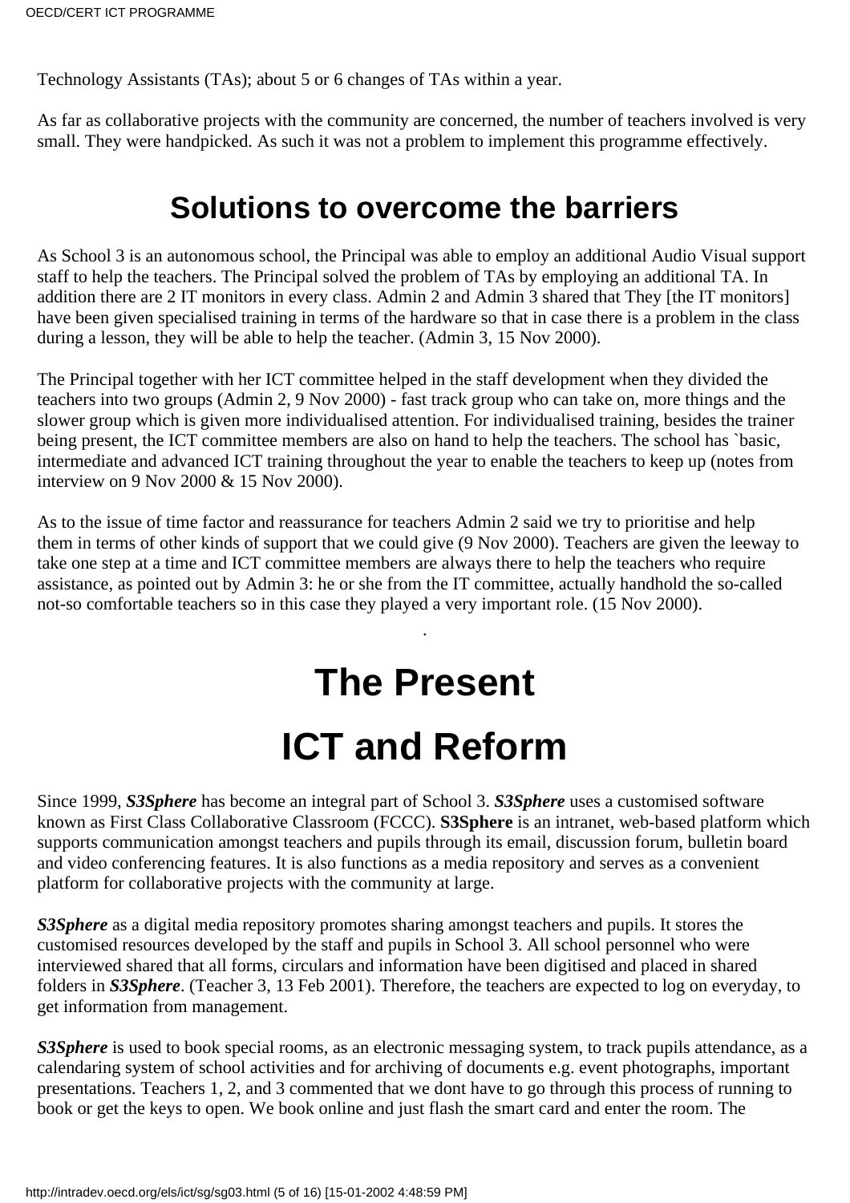Technology Assistants (TAs); about 5 or 6 changes of TAs within a year.

As far as collaborative projects with the community are concerned, the number of teachers involved is very small. They were handpicked. As such it was not a problem to implement this programme effectively.

## Solutions to overcome the barriers

As School 3 is an autonomous school, the Principal was able to employ an additional Audio Visual support staff to help the teachers. The Principal solved the problem of TAs by employing an additional TA. In addition there are 2 IT monitors in every class. Admin 2 and Admin 3 shared that They [the IT monitors] have been given specialised training in terms of the hardware so that in case there is a problem in the class during a lesson, they will be able to help the teacher. (Admin 3, 15 Nov 2000).

The Principal together with her ICT committee helped in the staff development when they divided the teachers into two groups (Admin 2, 9 Nov 2000) - fast track group who can take on, more things and the slower group which is given more individualised attention. For individualised training, besides the trainer being present, the ICT committee members are also on hand to help the teachers. The school has `basic, intermediate and advanced ICT training throughout the year to enable the teachers to keep up (notes from interview on 9 Nov 2000 & 15 Nov 2000).

As to the issue of time factor and reassurance for teachers Admin 2 said we try to prioritise and help them in terms of other kinds of support that we could give (9 Nov 2000). Teachers are given the leeway to take one step at a time and ICT committee members are always there to help the teachers who require assistance, as pointed out by Admin 3: he or she from the IT committee, actually handhold the so-called not-so comfortable teachers so in this case they played a very important role. (15 Nov 2000).

.

# The Present

# ICT and Reform

Since 1999, ***S3Sphere*** has become an integral part of School 3. ***S3Sphere*** uses a customised software known as First Class Collaborative Classroom (FCCC). **S3Sphere** is an intranet, web-based platform which supports communication amongst teachers and pupils through its email, discussion forum, bulletin board and video conferencing features. It is also functions as a media repository and serves as a convenient platform for collaborative projects with the community at large.

***S3Sphere*** as a digital media repository promotes sharing amongst teachers and pupils. It stores the customised resources developed by the staff and pupils in School 3. All school personnel who were interviewed shared that all forms, circulars and information have been digitised and placed in shared folders in ***S3Sphere***. (Teacher 3, 13 Feb 2001). Therefore, the teachers are expected to log on everyday, to get information from management.

***S3Sphere*** is used to book special rooms, as an electronic messaging system, to track pupils attendance, as a calendaring system of school activities and for archiving of documents e.g. event photographs, important presentations. Teachers 1, 2, and 3 commented that we dont have to go through this process of running to book or get the keys to open. We book online and just flash the smart card and enter the room. The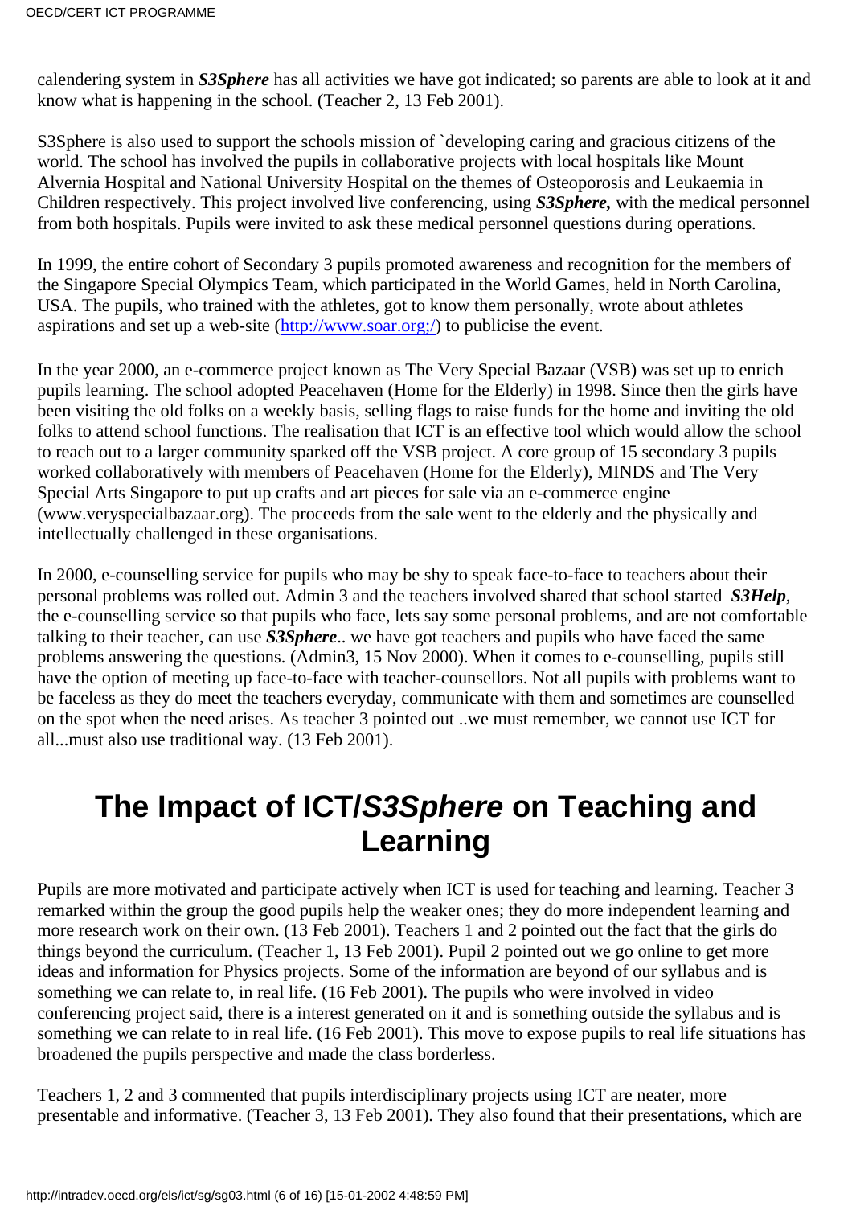calendering system in ***S3Sphere*** has all activities we have got indicated; so parents are able to look at it and know what is happening in the school. (Teacher 2, 13 Feb 2001).

S3Sphere is also used to support the schools mission of `developing caring and gracious citizens of the world. The school has involved the pupils in collaborative projects with local hospitals like Mount Alvernia Hospital and National University Hospital on the themes of Osteoporosis and Leukaemia in Children respectively. This project involved live conferencing, using ***S3Sphere,*** with the medical personnel from both hospitals. Pupils were invited to ask these medical personnel questions during operations.

In 1999, the entire cohort of Secondary 3 pupils promoted awareness and recognition for the members of the Singapore Special Olympics Team, which participated in the World Games, held in North Carolina, USA. The pupils, who trained with the athletes, got to know them personally, wrote about athletes aspirations and set up a web-site (http://www.soar.org;/) to publicise the event.

In the year 2000, an e-commerce project known as The Very Special Bazaar (VSB) was set up to enrich pupils learning. The school adopted Peacehaven (Home for the Elderly) in 1998. Since then the girls have been visiting the old folks on a weekly basis, selling flags to raise funds for the home and inviting the old folks to attend school functions. The realisation that ICT is an effective tool which would allow the school to reach out to a larger community sparked off the VSB project. A core group of 15 secondary 3 pupils worked collaboratively with members of Peacehaven (Home for the Elderly), MINDS and The Very Special Arts Singapore to put up crafts and art pieces for sale via an e-commerce engine (www.veryspecialbazaar.org). The proceeds from the sale went to the elderly and the physically and intellectually challenged in these organisations.

In 2000, e-counselling service for pupils who may be shy to speak face-to-face to teachers about their personal problems was rolled out. Admin 3 and the teachers involved shared that school started ***S3Help***, the e-counselling service so that pupils who face, lets say some personal problems, and are not comfortable talking to their teacher, can use ***S3Sphere***.. we have got teachers and pupils who have faced the same problems answering the questions. (Admin3, 15 Nov 2000). When it comes to e-counselling, pupils still have the option of meeting up face-to-face with teacher-counsellors. Not all pupils with problems want to be faceless as they do meet the teachers everyday, communicate with them and sometimes are counselled on the spot when the need arises. As teacher 3 pointed out ..we must remember, we cannot use ICT for all...must also use traditional way. (13 Feb 2001).

# The Impact of ICT/*S3Sphere* on Teaching and Learning

Pupils are more motivated and participate actively when ICT is used for teaching and learning. Teacher 3 remarked within the group the good pupils help the weaker ones; they do more independent learning and more research work on their own. (13 Feb 2001). Teachers 1 and 2 pointed out the fact that the girls do things beyond the curriculum. (Teacher 1, 13 Feb 2001). Pupil 2 pointed out we go online to get more ideas and information for Physics projects. Some of the information are beyond of our syllabus and is something we can relate to, in real life. (16 Feb 2001). The pupils who were involved in video conferencing project said, there is a interest generated on it and is something outside the syllabus and is something we can relate to in real life. (16 Feb 2001). This move to expose pupils to real life situations has broadened the pupils perspective and made the class borderless.

Teachers 1, 2 and 3 commented that pupils interdisciplinary projects using ICT are neater, more presentable and informative. (Teacher 3, 13 Feb 2001). They also found that their presentations, which are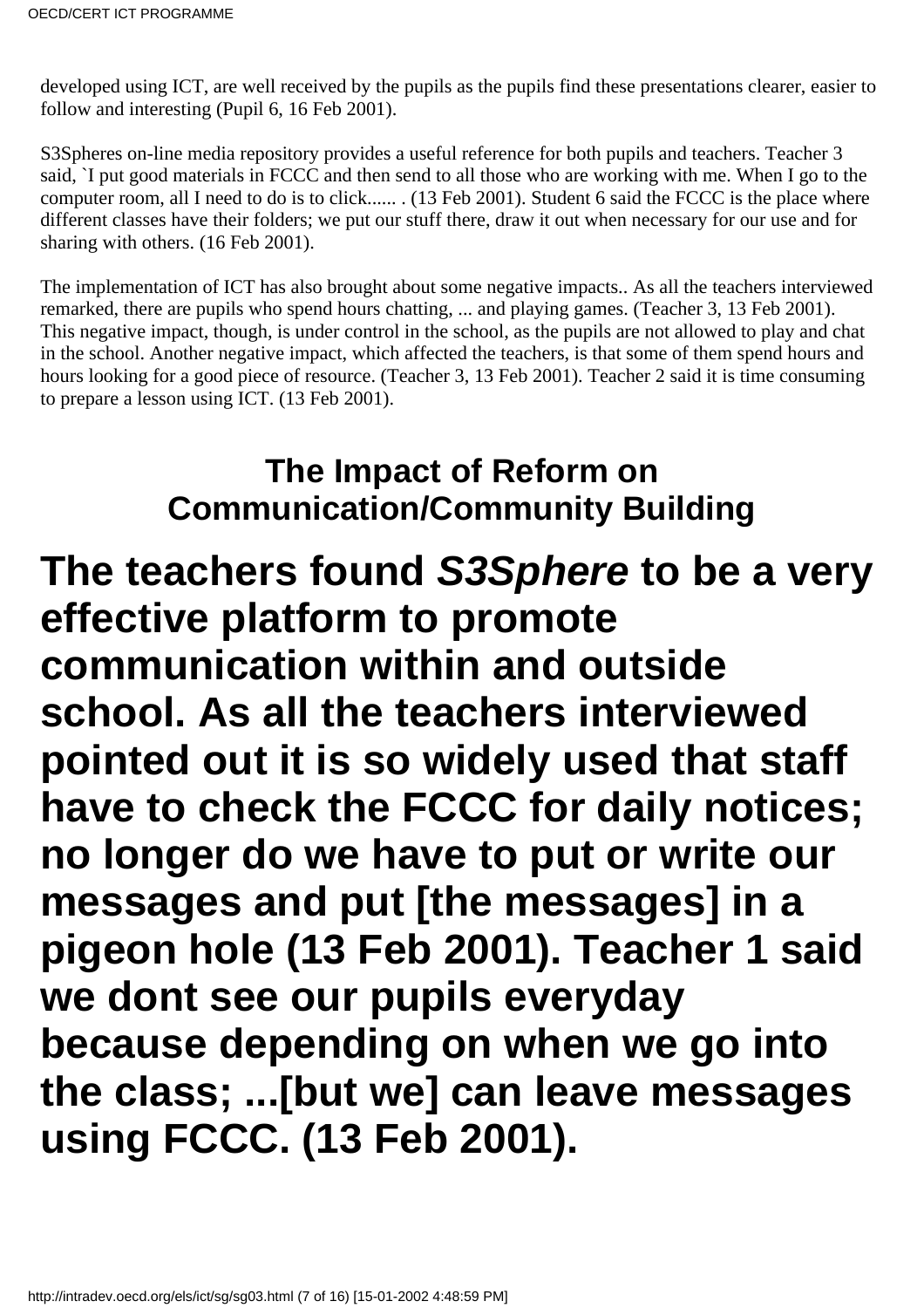developed using ICT, are well received by the pupils as the pupils find these presentations clearer, easier to follow and interesting (Pupil 6, 16 Feb 2001).

S3Spheres on-line media repository provides a useful reference for both pupils and teachers. Teacher 3 said, `I put good materials in FCCC and then send to all those who are working with me. When I go to the computer room, all I need to do is to click...... . (13 Feb 2001). Student 6 said the FCCC is the place where different classes have their folders; we put our stuff there, draw it out when necessary for our use and for sharing with others. (16 Feb 2001).

The implementation of ICT has also brought about some negative impacts.. As all the teachers interviewed remarked, there are pupils who spend hours chatting, ... and playing games. (Teacher 3, 13 Feb 2001). This negative impact, though, is under control in the school, as the pupils are not allowed to play and chat in the school. Another negative impact, which affected the teachers, is that some of them spend hours and hours looking for a good piece of resource. (Teacher 3, 13 Feb 2001). Teacher 2 said it is time consuming to prepare a lesson using ICT. (13 Feb 2001).

## The Impact of Reform on Communication/Community Building

# The teachers found *S3Sphere* to be a very effective platform to promote communication within and outside school. As all the teachers interviewed pointed out it is so widely used that staff have to check the FCCC for daily notices; no longer do we have to put or write our messages and put [the messages] in a pigeon hole (13 Feb 2001). Teacher 1 said we dont see our pupils everyday because depending on when we go into the class; ...[but we] can leave messages using FCCC. (13 Feb 2001).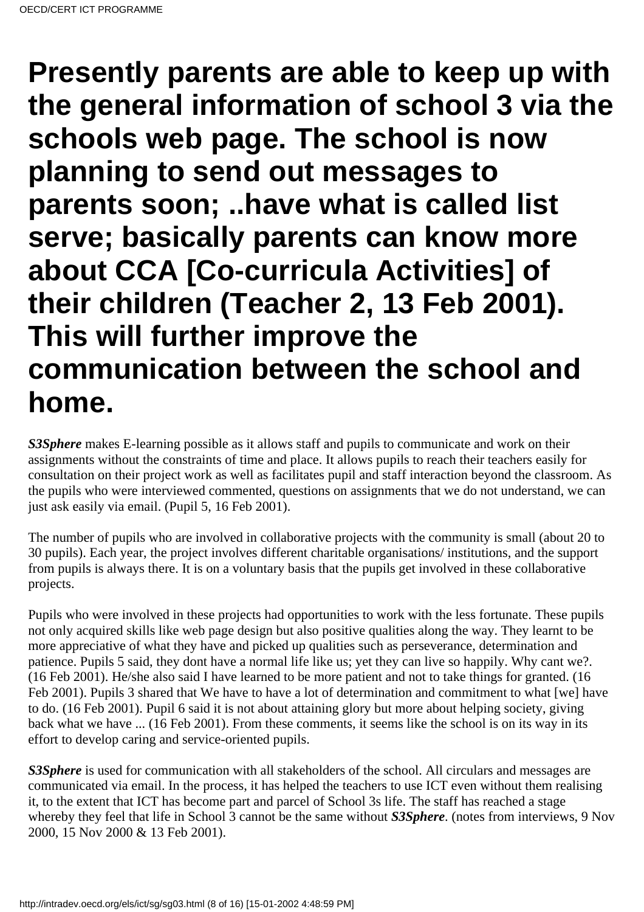# Presently parents are able to keep up with the general information of school 3 via the schools web page. The school is now planning to send out messages to parents soon; ..have what is called list serve; basically parents can know more about CCA [Co-curricula Activities] of their children (Teacher 2, 13 Feb 2001). This will further improve the communication between the school and home.

***S3Sphere*** makes E-learning possible as it allows staff and pupils to communicate and work on their assignments without the constraints of time and place. It allows pupils to reach their teachers easily for consultation on their project work as well as facilitates pupil and staff interaction beyond the classroom. As the pupils who were interviewed commented, questions on assignments that we do not understand, we can just ask easily via email. (Pupil 5, 16 Feb 2001).

The number of pupils who are involved in collaborative projects with the community is small (about 20 to 30 pupils). Each year, the project involves different charitable organisations/ institutions, and the support from pupils is always there. It is on a voluntary basis that the pupils get involved in these collaborative projects.

Pupils who were involved in these projects had opportunities to work with the less fortunate. These pupils not only acquired skills like web page design but also positive qualities along the way. They learnt to be more appreciative of what they have and picked up qualities such as perseverance, determination and patience. Pupils 5 said, they dont have a normal life like us; yet they can live so happily. Why cant we?. (16 Feb 2001). He/she also said I have learned to be more patient and not to take things for granted. (16 Feb 2001). Pupils 3 shared that We have to have a lot of determination and commitment to what [we] have to do. (16 Feb 2001). Pupil 6 said it is not about attaining glory but more about helping society, giving back what we have ... (16 Feb 2001). From these comments, it seems like the school is on its way in its effort to develop caring and service-oriented pupils.

***S3Sphere*** is used for communication with all stakeholders of the school. All circulars and messages are communicated via email. In the process, it has helped the teachers to use ICT even without them realising it, to the extent that ICT has become part and parcel of School 3s life. The staff has reached a stage whereby they feel that life in School 3 cannot be the same without ***S3Sphere***. (notes from interviews, 9 Nov 2000, 15 Nov 2000 & 13 Feb 2001).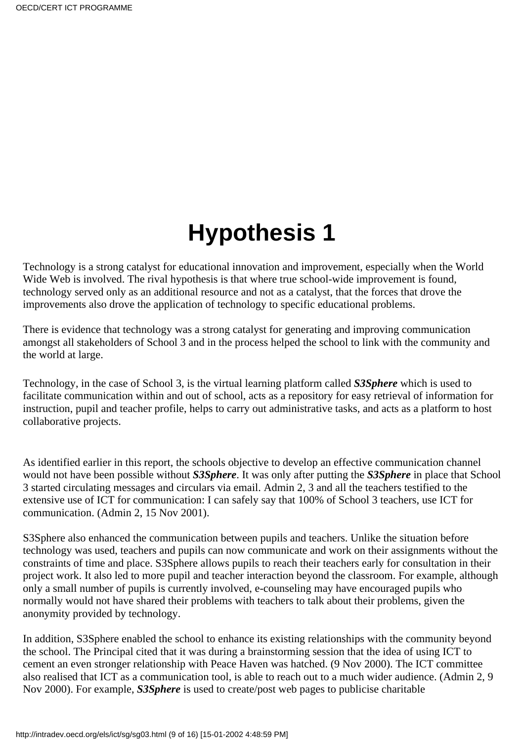# Hypothesis 1

Technology is a strong catalyst for educational innovation and improvement, especially when the World Wide Web is involved. The rival hypothesis is that where true school-wide improvement is found, technology served only as an additional resource and not as a catalyst, that the forces that drove the improvements also drove the application of technology to specific educational problems.

There is evidence that technology was a strong catalyst for generating and improving communication amongst all stakeholders of School 3 and in the process helped the school to link with the community and the world at large.

Technology, in the case of School 3, is the virtual learning platform called ***S3Sphere*** which is used to facilitate communication within and out of school, acts as a repository for easy retrieval of information for instruction, pupil and teacher profile, helps to carry out administrative tasks, and acts as a platform to host collaborative projects.

As identified earlier in this report, the schools objective to develop an effective communication channel would not have been possible without ***S3Sphere***. It was only after putting the ***S3Sphere*** in place that School 3 started circulating messages and circulars via email. Admin 2, 3 and all the teachers testified to the extensive use of ICT for communication: I can safely say that 100% of School 3 teachers, use ICT for communication. (Admin 2, 15 Nov 2001).

S3Sphere also enhanced the communication between pupils and teachers. Unlike the situation before technology was used, teachers and pupils can now communicate and work on their assignments without the constraints of time and place. S3Sphere allows pupils to reach their teachers early for consultation in their project work. It also led to more pupil and teacher interaction beyond the classroom. For example, although only a small number of pupils is currently involved, e-counseling may have encouraged pupils who normally would not have shared their problems with teachers to talk about their problems, given the anonymity provided by technology.

In addition, S3Sphere enabled the school to enhance its existing relationships with the community beyond the school. The Principal cited that it was during a brainstorming session that the idea of using ICT to cement an even stronger relationship with Peace Haven was hatched. (9 Nov 2000). The ICT committee also realised that ICT as a communication tool, is able to reach out to a much wider audience. (Admin 2, 9 Nov 2000). For example, ***S3Sphere*** is used to create/post web pages to publicise charitable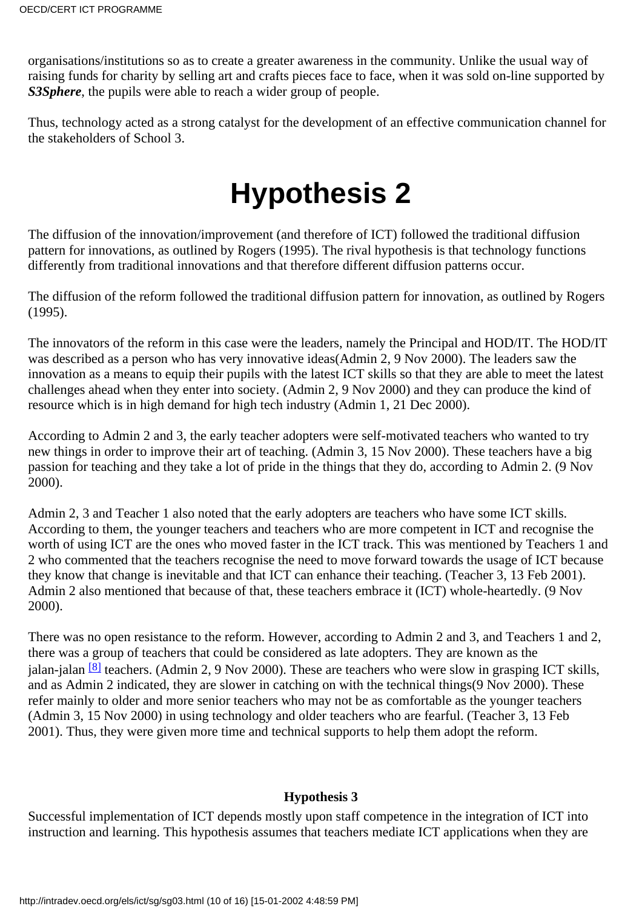organisations/institutions so as to create a greater awareness in the community. Unlike the usual way of raising funds for charity by selling art and crafts pieces face to face, when it was sold on-line supported by ***S3Sphere***, the pupils were able to reach a wider group of people.

Thus, technology acted as a strong catalyst for the development of an effective communication channel for the stakeholders of School 3.

# Hypothesis 2

The diffusion of the innovation/improvement (and therefore of ICT) followed the traditional diffusion pattern for innovations, as outlined by Rogers (1995). The rival hypothesis is that technology functions differently from traditional innovations and that therefore different diffusion patterns occur.

The diffusion of the reform followed the traditional diffusion pattern for innovation, as outlined by Rogers (1995).

The innovators of the reform in this case were the leaders, namely the Principal and HOD/IT. The HOD/IT was described as a person who has very innovative ideas(Admin 2, 9 Nov 2000). The leaders saw the innovation as a means to equip their pupils with the latest ICT skills so that they are able to meet the latest challenges ahead when they enter into society. (Admin 2, 9 Nov 2000) and they can produce the kind of resource which is in high demand for high tech industry (Admin 1, 21 Dec 2000).

According to Admin 2 and 3, the early teacher adopters were self-motivated teachers who wanted to try new things in order to improve their art of teaching. (Admin 3, 15 Nov 2000). These teachers have a big passion for teaching and they take a lot of pride in the things that they do, according to Admin 2. (9 Nov 2000).

Admin 2, 3 and Teacher 1 also noted that the early adopters are teachers who have some ICT skills. According to them, the younger teachers and teachers who are more competent in ICT and recognise the worth of using ICT are the ones who moved faster in the ICT track. This was mentioned by Teachers 1 and 2 who commented that the teachers recognise the need to move forward towards the usage of ICT because they know that change is inevitable and that ICT can enhance their teaching. (Teacher 3, 13 Feb 2001). Admin 2 also mentioned that because of that, these teachers embrace it (ICT) whole-heartedly. (9 Nov 2000).

There was no open resistance to the reform. However, according to Admin 2 and 3, and Teachers 1 and 2, there was a group of teachers that could be considered as late adopters. They are known as the jalan-jalan [8] teachers. (Admin 2, 9 Nov 2000). These are teachers who were slow in grasping ICT skills, and as Admin 2 indicated, they are slower in catching on with the technical things(9 Nov 2000). These refer mainly to older and more senior teachers who may not be as comfortable as the younger teachers (Admin 3, 15 Nov 2000) in using technology and older teachers who are fearful. (Teacher 3, 13 Feb 2001). Thus, they were given more time and technical supports to help them adopt the reform.

### Hypothesis 3

Successful implementation of ICT depends mostly upon staff competence in the integration of ICT into instruction and learning. This hypothesis assumes that teachers mediate ICT applications when they are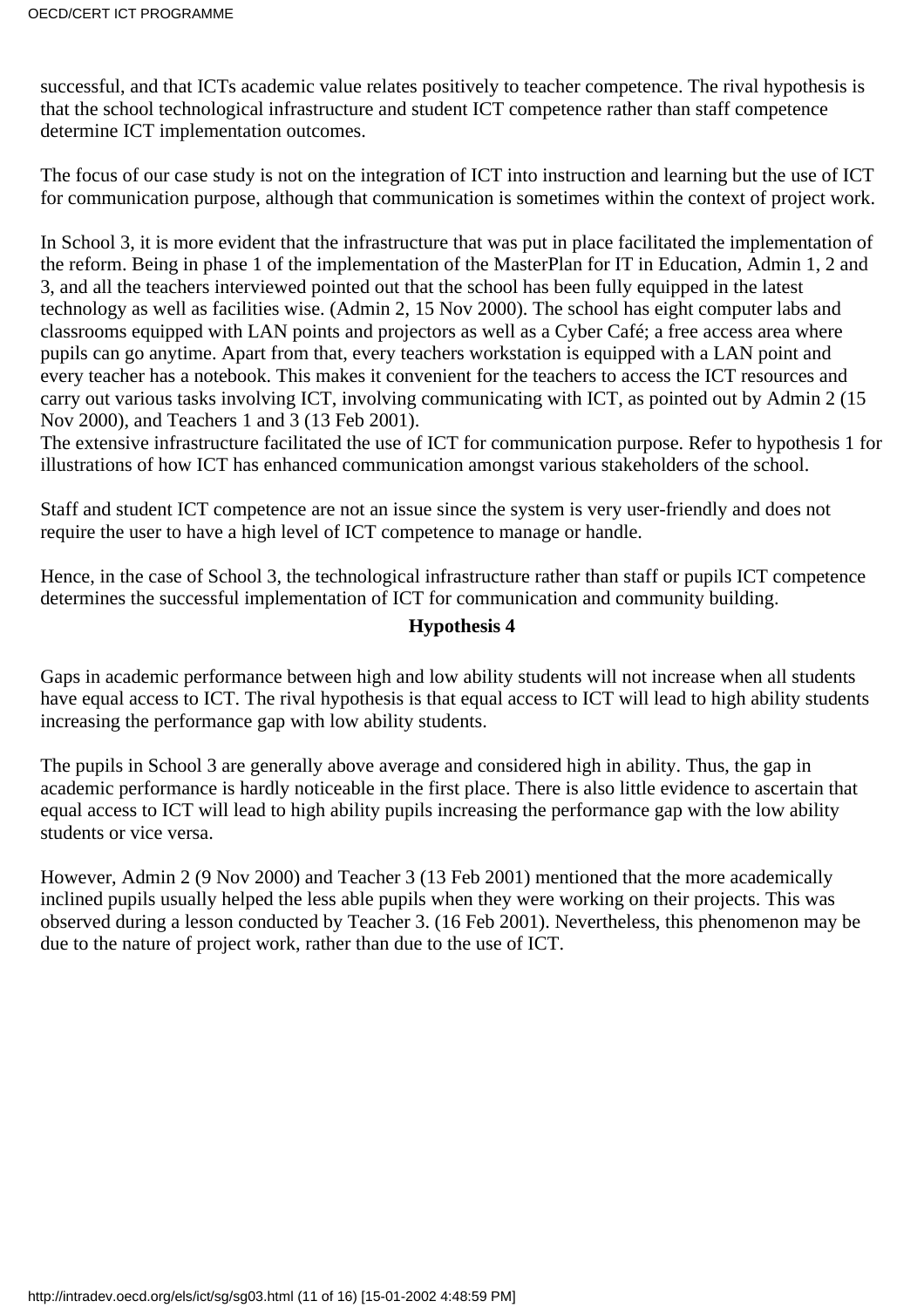successful, and that ICTs academic value relates positively to teacher competence. The rival hypothesis is that the school technological infrastructure and student ICT competence rather than staff competence determine ICT implementation outcomes.

The focus of our case study is not on the integration of ICT into instruction and learning but the use of ICT for communication purpose, although that communication is sometimes within the context of project work.

In School 3, it is more evident that the infrastructure that was put in place facilitated the implementation of the reform. Being in phase 1 of the implementation of the MasterPlan for IT in Education, Admin 1, 2 and 3, and all the teachers interviewed pointed out that the school has been fully equipped in the latest technology as well as facilities wise. (Admin 2, 15 Nov 2000). The school has eight computer labs and classrooms equipped with LAN points and projectors as well as a Cyber Café; a free access area where pupils can go anytime. Apart from that, every teachers workstation is equipped with a LAN point and every teacher has a notebook. This makes it convenient for the teachers to access the ICT resources and carry out various tasks involving ICT, involving communicating with ICT, as pointed out by Admin 2 (15 Nov 2000), and Teachers 1 and 3 (13 Feb 2001).
The extensive infrastructure facilitated the use of ICT for communication purpose. Refer to hypothesis 1 for illustrations of how ICT has enhanced communication amongst various stakeholders of the school.

Staff and student ICT competence are not an issue since the system is very user-friendly and does not require the user to have a high level of ICT competence to manage or handle.

Hence, in the case of School 3, the technological infrastructure rather than staff or pupils ICT competence determines the successful implementation of ICT for communication and community building.

**Hypothesis 4**

Gaps in academic performance between high and low ability students will not increase when all students have equal access to ICT. The rival hypothesis is that equal access to ICT will lead to high ability students increasing the performance gap with low ability students.

The pupils in School 3 are generally above average and considered high in ability. Thus, the gap in academic performance is hardly noticeable in the first place. There is also little evidence to ascertain that equal access to ICT will lead to high ability pupils increasing the performance gap with the low ability students or vice versa.

However, Admin 2 (9 Nov 2000) and Teacher 3 (13 Feb 2001) mentioned that the more academically inclined pupils usually helped the less able pupils when they were working on their projects. This was observed during a lesson conducted by Teacher 3. (16 Feb 2001). Nevertheless, this phenomenon may be due to the nature of project work, rather than due to the use of ICT.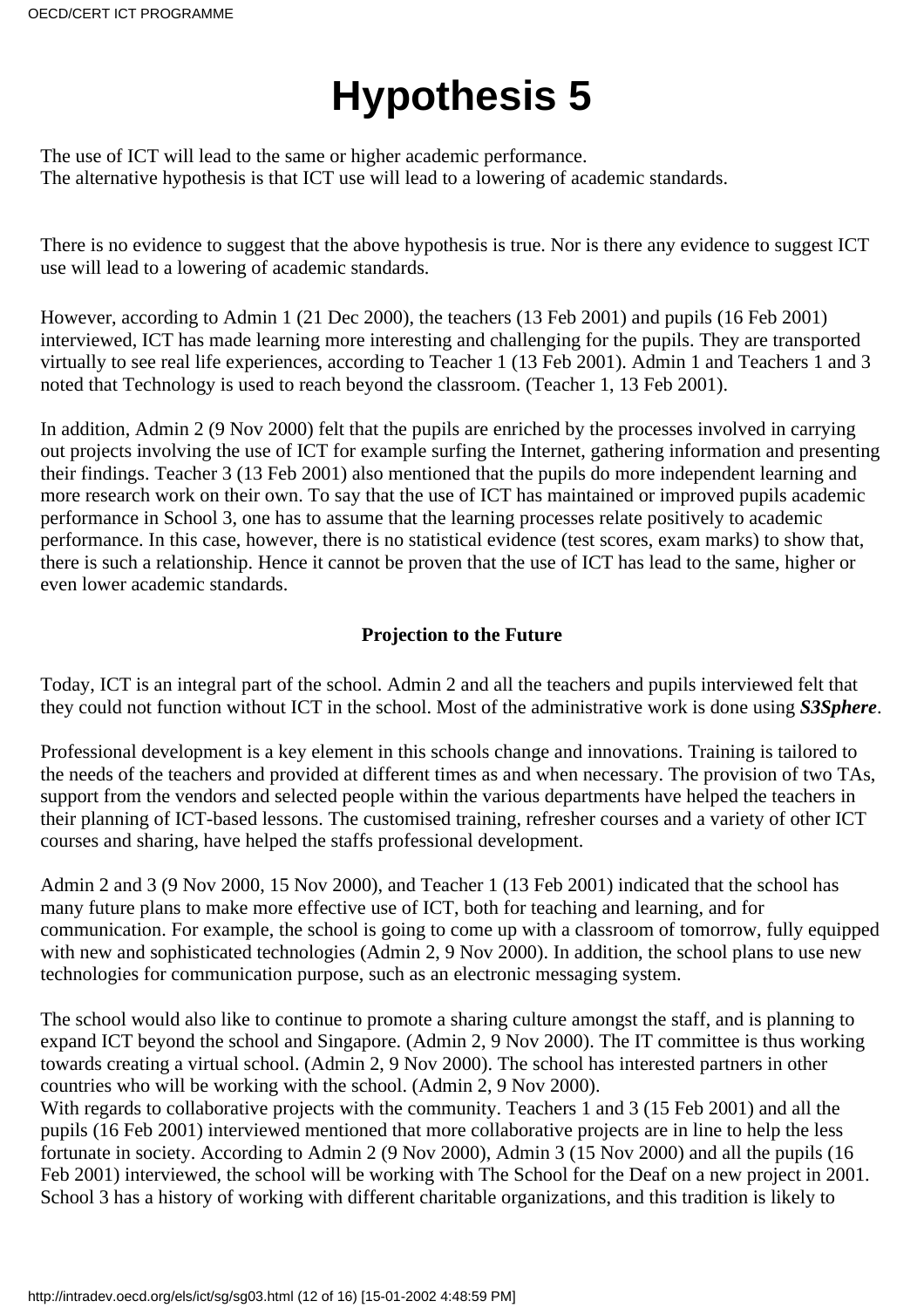# Hypothesis 5

The use of ICT will lead to the same or higher academic performance.
The alternative hypothesis is that ICT use will lead to a lowering of academic standards.

There is no evidence to suggest that the above hypothesis is true. Nor is there any evidence to suggest ICT use will lead to a lowering of academic standards.

However, according to Admin 1 (21 Dec 2000), the teachers (13 Feb 2001) and pupils (16 Feb 2001) interviewed, ICT has made learning more interesting and challenging for the pupils. They are transported virtually to see real life experiences, according to Teacher 1 (13 Feb 2001). Admin 1 and Teachers 1 and 3 noted that Technology is used to reach beyond the classroom. (Teacher 1, 13 Feb 2001).

In addition, Admin 2 (9 Nov 2000) felt that the pupils are enriched by the processes involved in carrying out projects involving the use of ICT for example surfing the Internet, gathering information and presenting their findings. Teacher 3 (13 Feb 2001) also mentioned that the pupils do more independent learning and more research work on their own. To say that the use of ICT has maintained or improved pupils academic performance in School 3, one has to assume that the learning processes relate positively to academic performance. In this case, however, there is no statistical evidence (test scores, exam marks) to show that, there is such a relationship. Hence it cannot be proven that the use of ICT has lead to the same, higher or even lower academic standards.

**Projection to the Future**

Today, ICT is an integral part of the school. Admin 2 and all the teachers and pupils interviewed felt that they could not function without ICT in the school. Most of the administrative work is done using ***S3Sphere***.

Professional development is a key element in this schools change and innovations. Training is tailored to the needs of the teachers and provided at different times as and when necessary. The provision of two TAs, support from the vendors and selected people within the various departments have helped the teachers in their planning of ICT-based lessons. The customised training, refresher courses and a variety of other ICT courses and sharing, have helped the staffs professional development.

Admin 2 and 3 (9 Nov 2000, 15 Nov 2000), and Teacher 1 (13 Feb 2001) indicated that the school has many future plans to make more effective use of ICT, both for teaching and learning, and for communication. For example, the school is going to come up with a classroom of tomorrow, fully equipped with new and sophisticated technologies (Admin 2, 9 Nov 2000). In addition, the school plans to use new technologies for communication purpose, such as an electronic messaging system.

The school would also like to continue to promote a sharing culture amongst the staff, and is planning to expand ICT beyond the school and Singapore. (Admin 2, 9 Nov 2000). The IT committee is thus working towards creating a virtual school. (Admin 2, 9 Nov 2000). The school has interested partners in other countries who will be working with the school. (Admin 2, 9 Nov 2000).
With regards to collaborative projects with the community. Teachers 1 and 3 (15 Feb 2001) and all the pupils (16 Feb 2001) interviewed mentioned that more collaborative projects are in line to help the less fortunate in society. According to Admin 2 (9 Nov 2000), Admin 3 (15 Nov 2000) and all the pupils (16 Feb 2001) interviewed, the school will be working with The School for the Deaf on a new project in 2001. School 3 has a history of working with different charitable organizations, and this tradition is likely to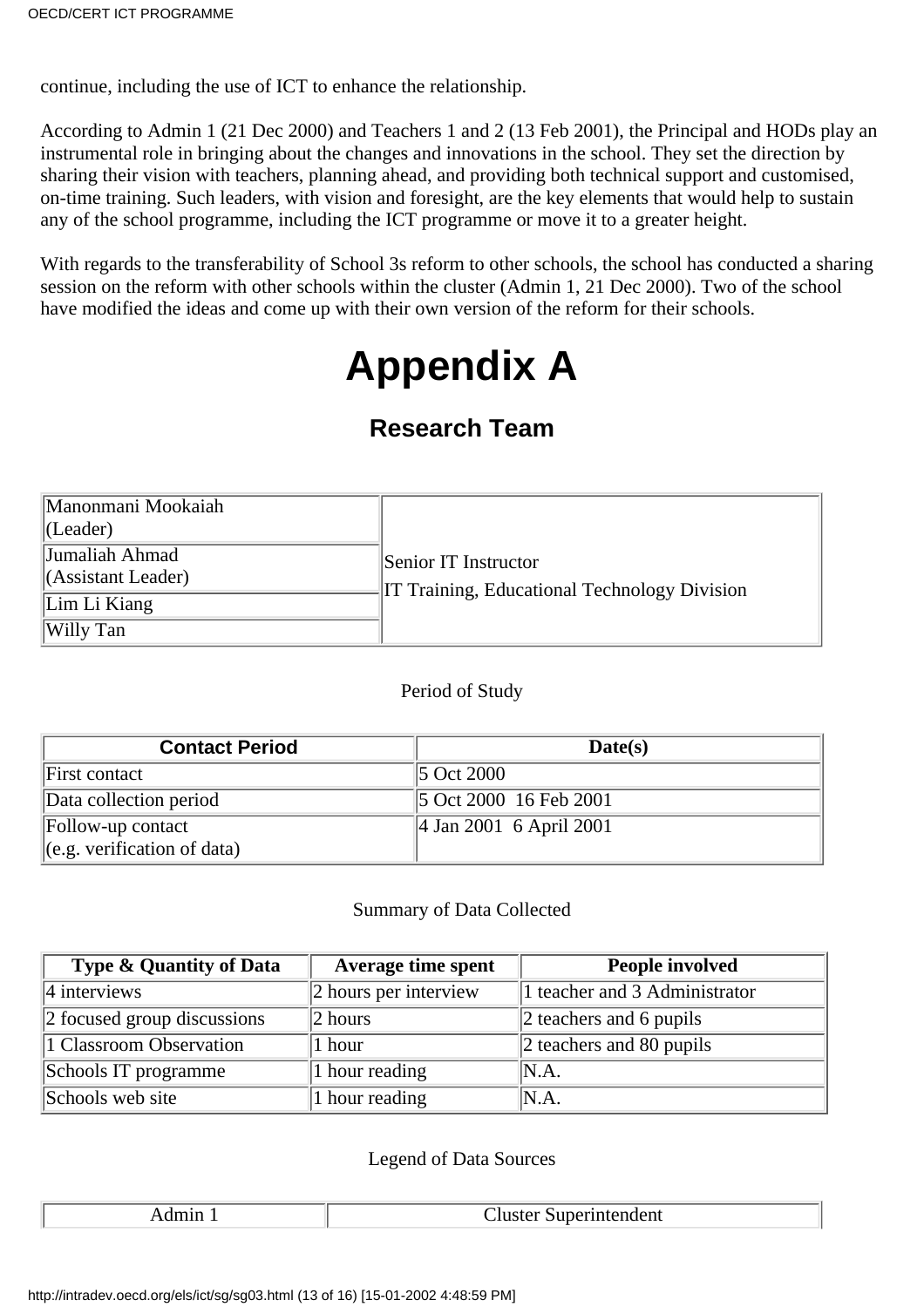continue, including the use of ICT to enhance the relationship.

According to Admin 1 (21 Dec 2000) and Teachers 1 and 2 (13 Feb 2001), the Principal and HODs play an instrumental role in bringing about the changes and innovations in the school. They set the direction by sharing their vision with teachers, planning ahead, and providing both technical support and customised, on-time training. Such leaders, with vision and foresight, are the key elements that would help to sustain any of the school programme, including the ICT programme or move it to a greater height.

With regards to the transferability of School 3s reform to other schools, the school has conducted a sharing session on the reform with other schools within the cluster (Admin 1, 21 Dec 2000). Two of the school have modified the ideas and come up with their own version of the reform for their schools.

# Appendix A

## Research Team

| | |
|---|---|
| Manonmani Mookaiah (Leader) | Senior IT Instructor<br>IT Training, Educational Technology Division |
| Jumaliah Ahmad (Assistant Leader) | |
| Lim Li Kiang | |
| Willy Tan | |

Period of Study

| Contact Period | Date(s) |
|---|---|
| First contact | 5 Oct 2000 |
| Data collection period | 5 Oct 2000  16 Feb 2001 |
| Follow-up contact (e.g. verification of data) | 4 Jan 2001  6 April 2001 |

Summary of Data Collected

| Type & Quantity of Data | Average time spent | People involved |
|---|---|---|
| 4 interviews | 2 hours per interview | 1 teacher and 3 Administrator |
| 2 focused group discussions | 2 hours | 2 teachers and 6 pupils |
| 1 Classroom Observation | 1 hour | 2 teachers and 80 pupils |
| Schools IT programme | 1 hour reading | N.A. |
| Schools web site | 1 hour reading | N.A. |

Legend of Data Sources

| | |
|---|---|
| Admin 1 | Cluster Superintendent |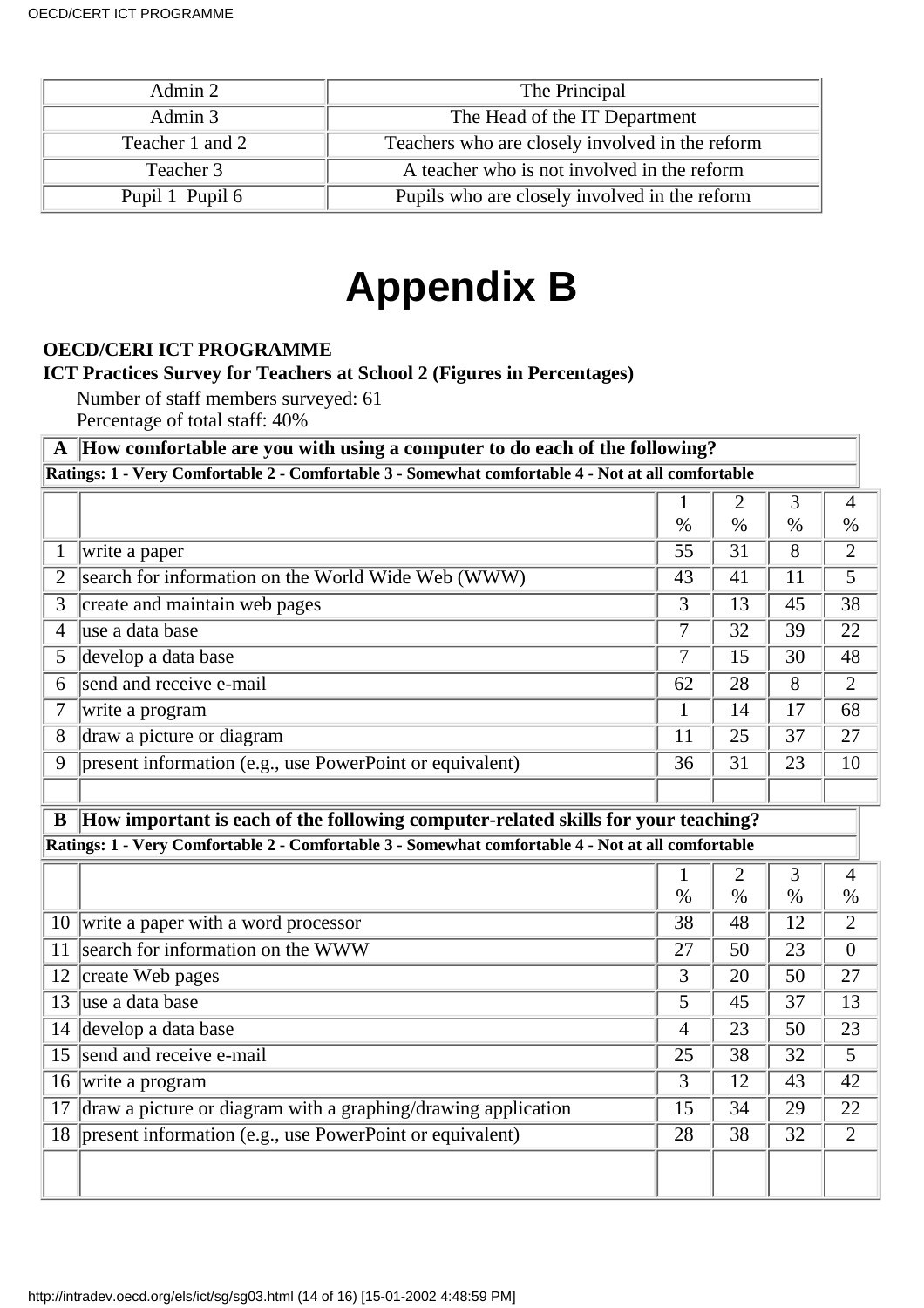| Admin 2 | The Principal |
|---|---|
| Admin 3 | The Head of the IT Department |
| Teacher 1 and 2 | Teachers who are closely involved in the reform |
| Teacher 3 | A teacher who is not involved in the reform |
| Pupil 1 Pupil 6 | Pupils who are closely involved in the reform |

# Appendix B

**OECD/CERI ICT PROGRAMME**

**ICT Practices Survey for Teachers at School 2 (Figures in Percentages)**

Number of staff members surveyed: 61
Percentage of total staff: 40%

| **A** | **How comfortable are you with using a computer to do each of the following?** | | | | |
|---|---|---|---|---|---|
| **Ratings: 1 - Very Comfortable 2 - Comfortable 3 - Somewhat comfortable 4 - Not at all comfortable** | | | | | |
| | | 1 % | 2 % | 3 % | 4 % |
| 1 | write a paper | 55 | 31 | 8 | 2 |
| 2 | search for information on the World Wide Web (WWW) | 43 | 41 | 11 | 5 |
| 3 | create and maintain web pages | 3 | 13 | 45 | 38 |
| 4 | use a data base | 7 | 32 | 39 | 22 |
| 5 | develop a data base | 7 | 15 | 30 | 48 |
| 6 | send and receive e-mail | 62 | 28 | 8 | 2 |
| 7 | write a program | 1 | 14 | 17 | 68 |
| 8 | draw a picture or diagram | 11 | 25 | 37 | 27 |
| 9 | present information (e.g., use PowerPoint or equivalent) | 36 | 31 | 23 | 10 |
| | | | | | |

| **B** | **How important is each of the following computer-related skills for your teaching?** | | | | |
|---|---|---|---|---|---|
| **Ratings: 1 - Very Comfortable 2 - Comfortable 3 - Somewhat comfortable 4 - Not at all comfortable** | | | | | |
| | | 1 % | 2 % | 3 % | 4 % |
| 10 | write a paper with a word processor | 38 | 48 | 12 | 2 |
| 11 | search for information on the WWW | 27 | 50 | 23 | 0 |
| 12 | create Web pages | 3 | 20 | 50 | 27 |
| 13 | use a data base | 5 | 45 | 37 | 13 |
| 14 | develop a data base | 4 | 23 | 50 | 23 |
| 15 | send and receive e-mail | 25 | 38 | 32 | 5 |
| 16 | write a program | 3 | 12 | 43 | 42 |
| 17 | draw a picture or diagram with a graphing/drawing application | 15 | 34 | 29 | 22 |
| 18 | present information (e.g., use PowerPoint or equivalent) | 28 | 38 | 32 | 2 |
| | | | | | |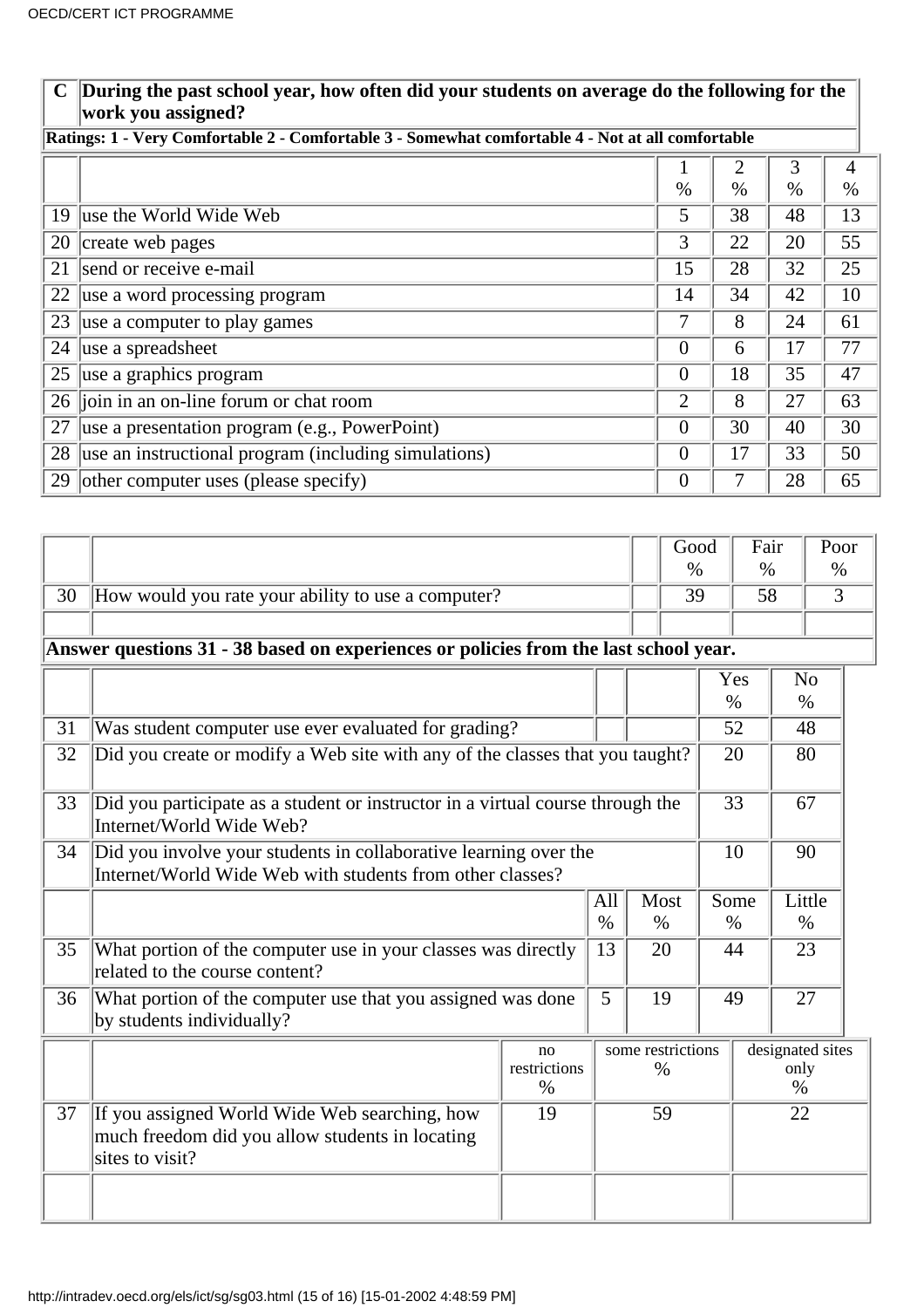| C | During the past school year, how often did your students on average do the following for the work you assigned? | | | | |
|---|---|---|---|---|---|
| | **Ratings: 1 - Very Comfortable 2 - Comfortable 3 - Somewhat comfortable 4 - Not at all comfortable** | | | | |
| | | 1 % | 2 % | 3 % | 4 % |
| 19 | use the World Wide Web | 5 | 38 | 48 | 13 |
| 20 | create web pages | 3 | 22 | 20 | 55 |
| 21 | send or receive e-mail | 15 | 28 | 32 | 25 |
| 22 | use a word processing program | 14 | 34 | 42 | 10 |
| 23 | use a computer to play games | 7 | 8 | 24 | 61 |
| 24 | use a spreadsheet | 0 | 6 | 17 | 77 |
| 25 | use a graphics program | 0 | 18 | 35 | 47 |
| 26 | join in an on-line forum or chat room | 2 | 8 | 27 | 63 |
| 27 | use a presentation program (e.g., PowerPoint) | 0 | 30 | 40 | 30 |
| 28 | use an instructional program (including simulations) | 0 | 17 | 33 | 50 |
| 29 | other computer uses (please specify) | 0 | 7 | 28 | 65 |

| | | Good % | Fair % | Poor % |
|---|---|---|---|---|
| 30 | How would you rate your ability to use a computer? | 39 | 58 | 3 |

**Answer questions 31 - 38 based on experiences or policies from the last school year.**

| | | | | Yes % | No % |
|---|---|---|---|---|---|
| 31 | Was student computer use ever evaluated for grading? | | | 52 | 48 |
| 32 | Did you create or modify a Web site with any of the classes that you taught? | | | 20 | 80 |
| 33 | Did you participate as a student or instructor in a virtual course through the Internet/World Wide Web? | | | 33 | 67 |
| 34 | Did you involve your students in collaborative learning over the Internet/World Wide Web with students from other classes? | | | 10 | 90 |
| | | All % | Most % | Some % | Little % |
| 35 | What portion of the computer use in your classes was directly related to the course content? | 13 | 20 | 44 | 23 |
| 36 | What portion of the computer use that you assigned was done by students individually? | 5 | 19 | 49 | 27 |

| | | no restrictions % | some restrictions % | designated sites only % |
|---|---|---|---|---|
| 37 | If you assigned World Wide Web searching, how much freedom did you allow students in locating sites to visit? | 19 | 59 | 22 |
| | | | | |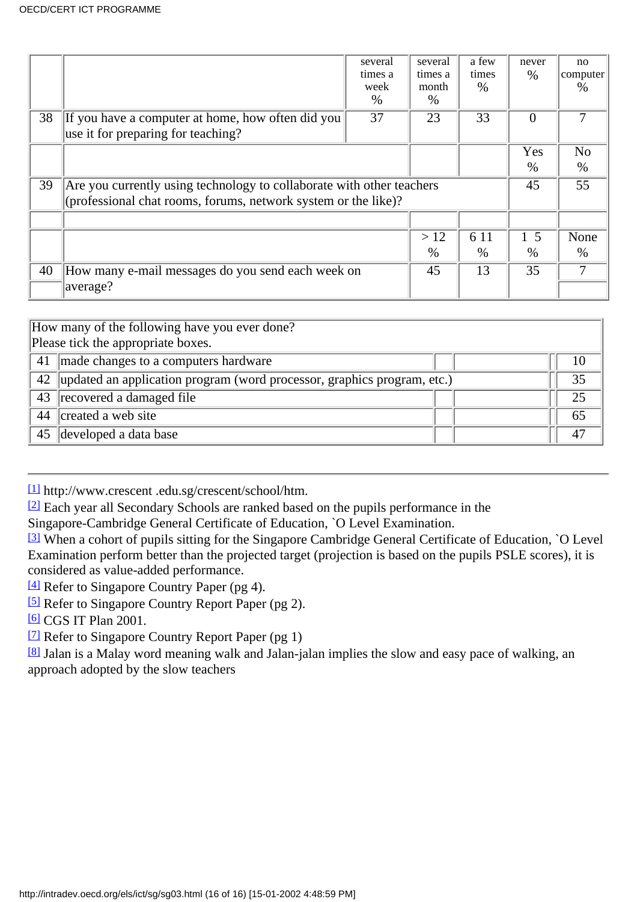| | | several times a week % | several times a month % | a few times % | never % | no computer % |
|---|---|---|---|---|---|---|
| 38 | If you have a computer at home, how often did you use it for preparing for teaching? | 37 | 23 | 33 | 0 | 7 |

| | | Yes % | No % |
|---|---|---|---|
| 39 | Are you currently using technology to collaborate with other teachers (professional chat rooms, forums, network system or the like)? | 45 | 55 |

| | | > 12 % | 6 11 % | 1 5 % | None % |
|---|---|---|---|---|---|
| 40 | How many e-mail messages do you send each week on average? | 45 | 13 | 35 | 7 |

How many of the following have you ever done?
Please tick the appropriate boxes.

| | | |
|---|---|---|
| 41 | made changes to a computers hardware | 10 |
| 42 | updated an application program (word processor, graphics program, etc.) | 35 |
| 43 | recovered a damaged file | 25 |
| 44 | created a web site | 65 |
| 45 | developed a data base | 47 |

---

[1] http://www.crescent .edu.sg/crescent/school/htm.

[2] Each year all Secondary Schools are ranked based on the pupils performance in the Singapore-Cambridge General Certificate of Education, `O Level Examination.

[3] When a cohort of pupils sitting for the Singapore Cambridge General Certificate of Education, `O Level Examination perform better than the projected target (projection is based on the pupils PSLE scores), it is considered as value-added performance.

[4] Refer to Singapore Country Paper (pg 4).

[5] Refer to Singapore Country Report Paper (pg 2).

[6] CGS IT Plan 2001.

[7] Refer to Singapore Country Report Paper (pg 1)

[8] Jalan is a Malay word meaning walk and Jalan-jalan implies the slow and easy pace of walking, an approach adopted by the slow teachers